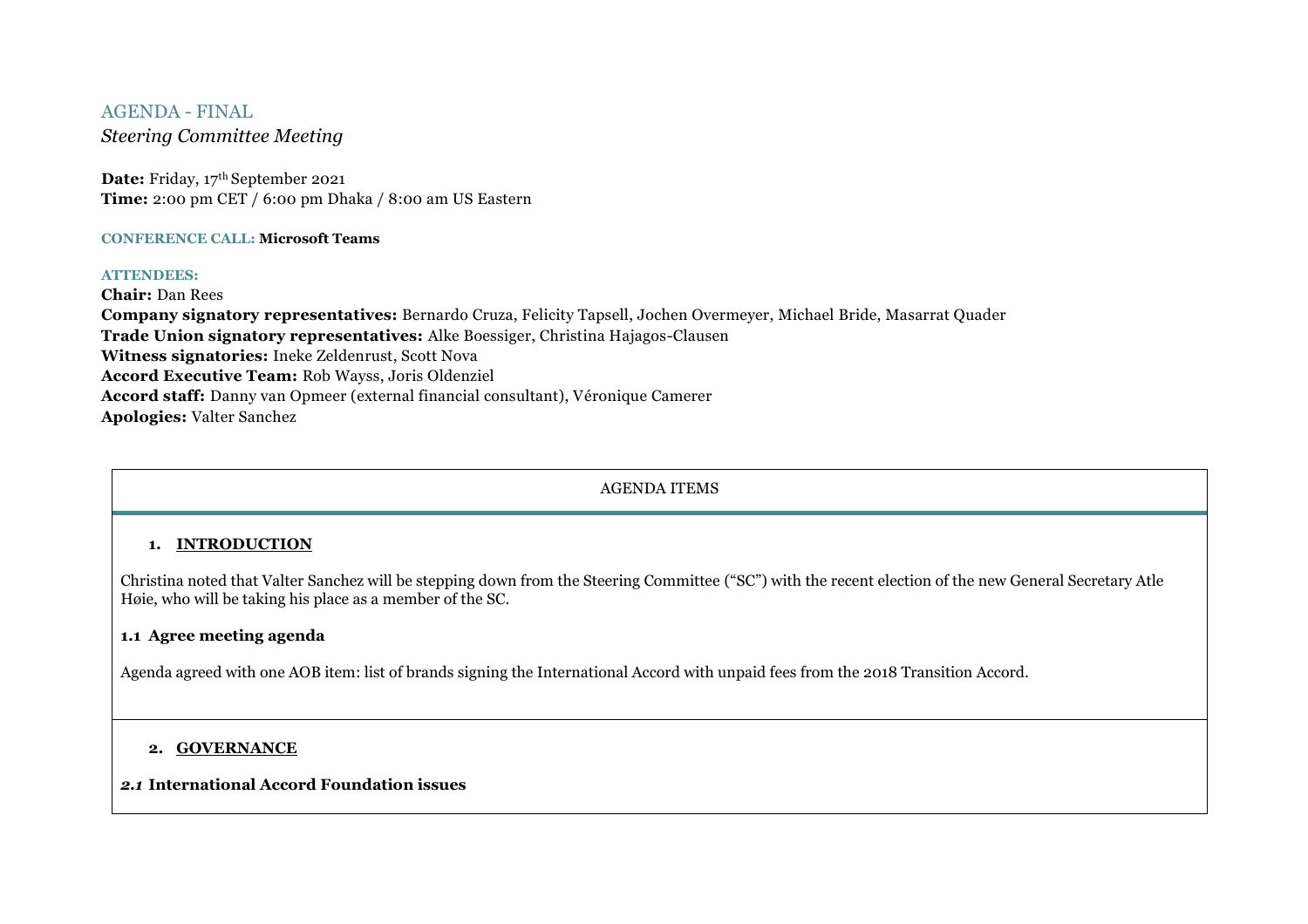# AGENDA - FINAL

*Steering Committee Meeting*

**Date:** Friday, 17th September 2021
**Time:** 2:00 pm CET / 6:00 pm Dhaka / 8:00 am US Eastern

**CONFERENCE CALL: Microsoft Teams**

**ATTENDEES:**
**Chair:** Dan Rees
**Company signatory representatives:** Bernardo Cruza, Felicity Tapsell, Jochen Overmeyer, Michael Bride, Masarrat Quader
**Trade Union signatory representatives:** Alke Boessiger, Christina Hajagos-Clausen
**Witness signatories:** Ineke Zeldenrust, Scott Nova
**Accord Executive Team:** Rob Wayss, Joris Oldenziel
**Accord staff:** Danny van Opmeer (external financial consultant), Véronique Camerer
**Apologies:** Valter Sanchez

AGENDA ITEMS

## 1. INTRODUCTION

Christina noted that Valter Sanchez will be stepping down from the Steering Committee ("SC") with the recent election of the new General Secretary Atle Høie, who will be taking his place as a member of the SC.

### 1.1 Agree meeting agenda

Agenda agreed with one AOB item: list of brands signing the International Accord with unpaid fees from the 2018 Transition Accord.

## 2. GOVERNANCE

### *2.1* International Accord Foundation issues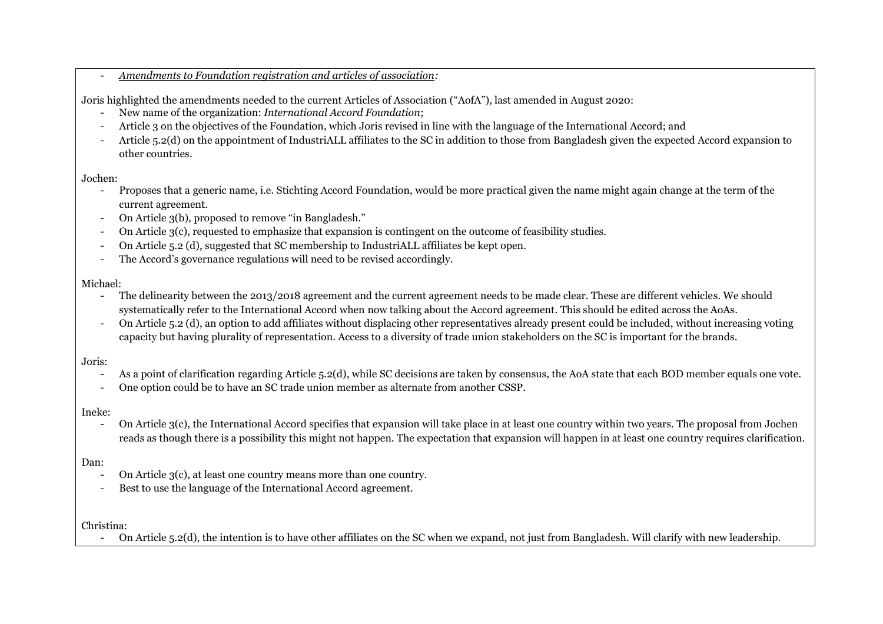- *Amendments to Foundation registration and articles of association:*

Joris highlighted the amendments needed to the current Articles of Association ("AofA"), last amended in August 2020:

- New name of the organization: *International Accord Foundation*;
- Article 3 on the objectives of the Foundation, which Joris revised in line with the language of the International Accord; and
- Article 5.2(d) on the appointment of IndustriALL affiliates to the SC in addition to those from Bangladesh given the expected Accord expansion to other countries.

Jochen:

- Proposes that a generic name, i.e. Stichting Accord Foundation, would be more practical given the name might again change at the term of the current agreement.
- On Article 3(b), proposed to remove "in Bangladesh."
- On Article 3(c), requested to emphasize that expansion is contingent on the outcome of feasibility studies.
- On Article 5.2 (d), suggested that SC membership to IndustriALL affiliates be kept open.
- The Accord's governance regulations will need to be revised accordingly.

Michael:

- The delinearity between the 2013/2018 agreement and the current agreement needs to be made clear. These are different vehicles. We should systematically refer to the International Accord when now talking about the Accord agreement. This should be edited across the AoAs.
- On Article 5.2 (d), an option to add affiliates without displacing other representatives already present could be included, without increasing voting capacity but having plurality of representation. Access to a diversity of trade union stakeholders on the SC is important for the brands.

Joris:

- As a point of clarification regarding Article 5.2(d), while SC decisions are taken by consensus, the AoA state that each BOD member equals one vote.
- One option could be to have an SC trade union member as alternate from another CSSP.

Ineke:

- On Article 3(c), the International Accord specifies that expansion will take place in at least one country within two years. The proposal from Jochen reads as though there is a possibility this might not happen. The expectation that expansion will happen in at least one country requires clarification.

Dan:

- On Article 3(c), at least one country means more than one country.
- Best to use the language of the International Accord agreement.

Christina:

- On Article 5.2(d), the intention is to have other affiliates on the SC when we expand, not just from Bangladesh. Will clarify with new leadership.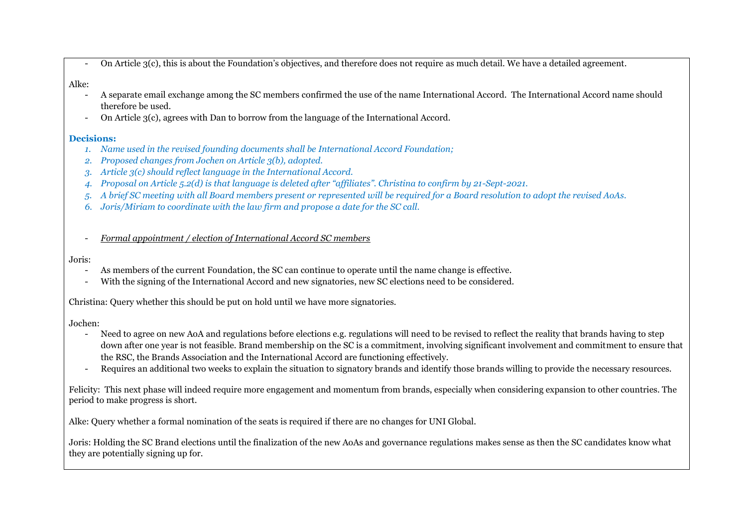- On Article 3(c), this is about the Foundation's objectives, and therefore does not require as much detail. We have a detailed agreement.

Alke:

- A separate email exchange among the SC members confirmed the use of the name International Accord. The International Accord name should therefore be used.
- On Article 3(c), agrees with Dan to borrow from the language of the International Accord.

**Decisions:**

1. *Name used in the revised founding documents shall be International Accord Foundation;*
2. *Proposed changes from Jochen on Article 3(b), adopted.*
3. *Article 3(c) should reflect language in the International Accord.*
4. *Proposal on Article 5.2(d) is that language is deleted after "affiliates". Christina to confirm by 21-Sept-2021.*
5. *A brief SC meeting with all Board members present or represented will be required for a Board resolution to adopt the revised AoAs.*
6. *Joris/Miriam to coordinate with the law firm and propose a date for the SC call.*

- *Formal appointment / election of International Accord SC members*

Joris:

- As members of the current Foundation, the SC can continue to operate until the name change is effective.
- With the signing of the International Accord and new signatories, new SC elections need to be considered.

Christina: Query whether this should be put on hold until we have more signatories.

Jochen:

- Need to agree on new AoA and regulations before elections e.g. regulations will need to be revised to reflect the reality that brands having to step down after one year is not feasible. Brand membership on the SC is a commitment, involving significant involvement and commitment to ensure that the RSC, the Brands Association and the International Accord are functioning effectively.
- Requires an additional two weeks to explain the situation to signatory brands and identify those brands willing to provide the necessary resources.

Felicity: This next phase will indeed require more engagement and momentum from brands, especially when considering expansion to other countries. The period to make progress is short.

Alke: Query whether a formal nomination of the seats is required if there are no changes for UNI Global.

Joris: Holding the SC Brand elections until the finalization of the new AoAs and governance regulations makes sense as then the SC candidates know what they are potentially signing up for.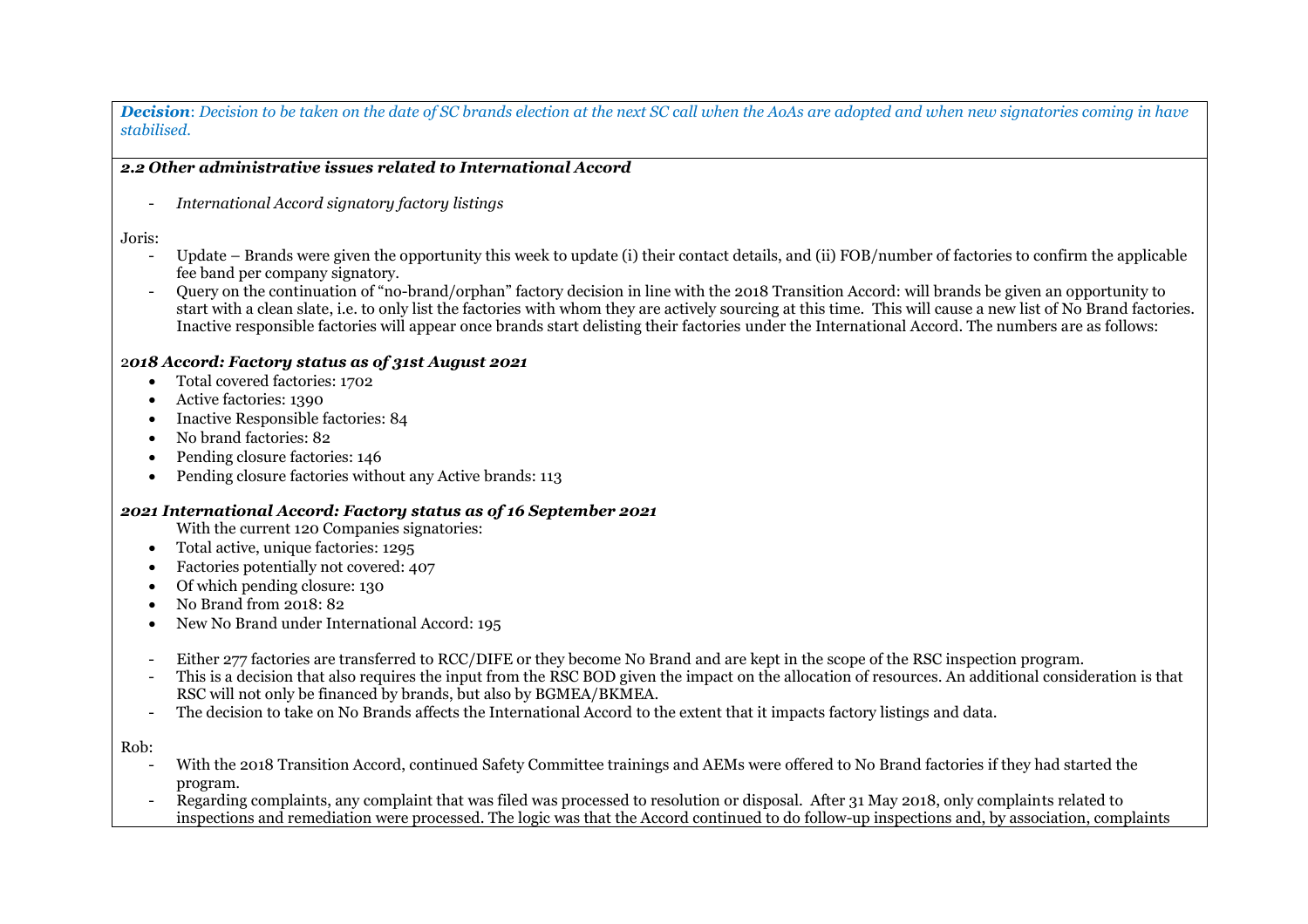***Decision**: Decision to be taken on the date of SC brands election at the next SC call when the AoAs are adopted and when new signatories coming in have stabilised.*

***2.2 Other administrative issues related to International Accord***

- *International Accord signatory factory listings*

Joris:

- Update – Brands were given the opportunity this week to update (i) their contact details, and (ii) FOB/number of factories to confirm the applicable fee band per company signatory.
- Query on the continuation of "no-brand/orphan" factory decision in line with the 2018 Transition Accord: will brands be given an opportunity to start with a clean slate, i.e. to only list the factories with whom they are actively sourcing at this time. This will cause a new list of No Brand factories. Inactive responsible factories will appear once brands start delisting their factories under the International Accord. The numbers are as follows:

***2018 Accord: Factory status as of 31st August 2021***

- Total covered factories: 1702
- Active factories: 1390
- Inactive Responsible factories: 84
- No brand factories: 82
- Pending closure factories: 146
- Pending closure factories without any Active brands: 113

***2021 International Accord: Factory status as of 16 September 2021***

With the current 120 Companies signatories:

- Total active, unique factories: 1295
- Factories potentially not covered: 407
- Of which pending closure: 130
- No Brand from 2018: 82
- New No Brand under International Accord: 195

- Either 277 factories are transferred to RCC/DIFE or they become No Brand and are kept in the scope of the RSC inspection program.
- This is a decision that also requires the input from the RSC BOD given the impact on the allocation of resources. An additional consideration is that RSC will not only be financed by brands, but also by BGMEA/BKMEA.
- The decision to take on No Brands affects the International Accord to the extent that it impacts factory listings and data.

Rob:

- With the 2018 Transition Accord, continued Safety Committee trainings and AEMs were offered to No Brand factories if they had started the program.
- Regarding complaints, any complaint that was filed was processed to resolution or disposal. After 31 May 2018, only complaints related to inspections and remediation were processed. The logic was that the Accord continued to do follow-up inspections and, by association, complaints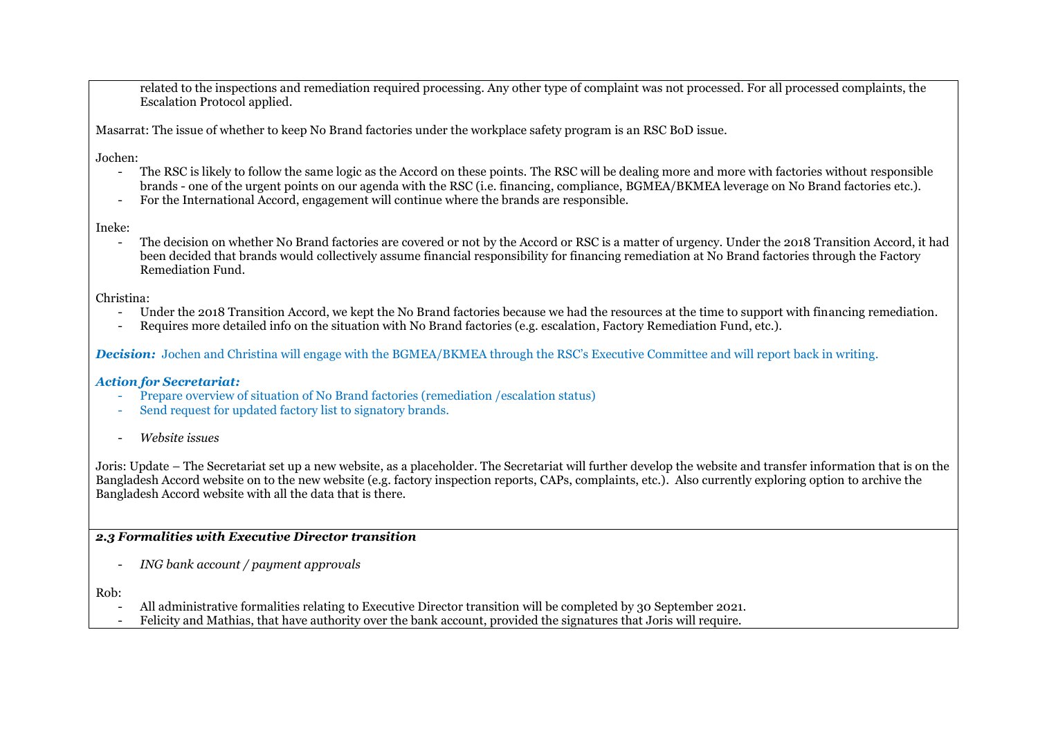related to the inspections and remediation required processing. Any other type of complaint was not processed. For all processed complaints, the Escalation Protocol applied.

Masarrat: The issue of whether to keep No Brand factories under the workplace safety program is an RSC BoD issue.

Jochen:

- The RSC is likely to follow the same logic as the Accord on these points. The RSC will be dealing more and more with factories without responsible brands - one of the urgent points on our agenda with the RSC (i.e. financing, compliance, BGMEA/BKMEA leverage on No Brand factories etc.).
- For the International Accord, engagement will continue where the brands are responsible.

Ineke:

- The decision on whether No Brand factories are covered or not by the Accord or RSC is a matter of urgency. Under the 2018 Transition Accord, it had been decided that brands would collectively assume financial responsibility for financing remediation at No Brand factories through the Factory Remediation Fund.

Christina:

- Under the 2018 Transition Accord, we kept the No Brand factories because we had the resources at the time to support with financing remediation.
- Requires more detailed info on the situation with No Brand factories (e.g. escalation, Factory Remediation Fund, etc.).

***Decision:*** Jochen and Christina will engage with the BGMEA/BKMEA through the RSC's Executive Committee and will report back in writing.

***Action for Secretariat:***

- Prepare overview of situation of No Brand factories (remediation /escalation status)
- Send request for updated factory list to signatory brands.

- *Website issues*

Joris: Update – The Secretariat set up a new website, as a placeholder. The Secretariat will further develop the website and transfer information that is on the Bangladesh Accord website on to the new website (e.g. factory inspection reports, CAPs, complaints, etc.). Also currently exploring option to archive the Bangladesh Accord website with all the data that is there.

### *2.3 Formalities with Executive Director transition*

- *ING bank account / payment approvals*

Rob:

- All administrative formalities relating to Executive Director transition will be completed by 30 September 2021.
- Felicity and Mathias, that have authority over the bank account, provided the signatures that Joris will require.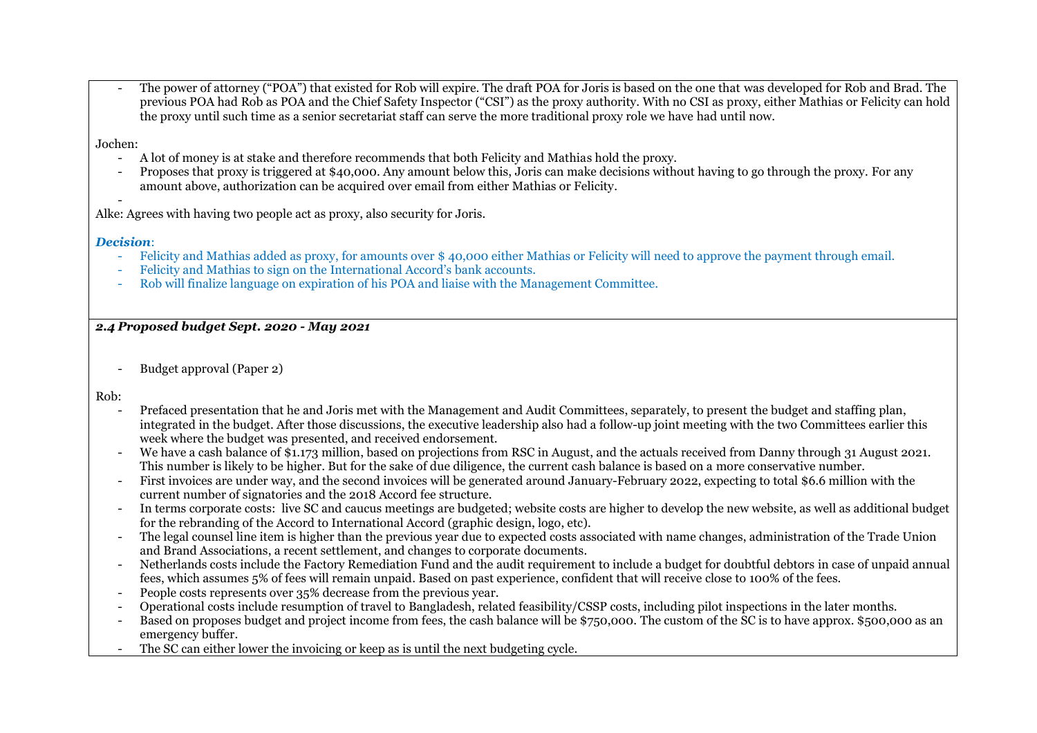- The power of attorney ("POA") that existed for Rob will expire. The draft POA for Joris is based on the one that was developed for Rob and Brad. The previous POA had Rob as POA and the Chief Safety Inspector ("CSI") as the proxy authority. With no CSI as proxy, either Mathias or Felicity can hold the proxy until such time as a senior secretariat staff can serve the more traditional proxy role we have had until now.

Jochen:

- A lot of money is at stake and therefore recommends that both Felicity and Mathias hold the proxy.
- Proposes that proxy is triggered at $40,000. Any amount below this, Joris can make decisions without having to go through the proxy. For any amount above, authorization can be acquired over email from either Mathias or Felicity.
-

Alke: Agrees with having two people act as proxy, also security for Joris.

***Decision***:

- Felicity and Mathias added as proxy, for amounts over $ 40,000 either Mathias or Felicity will need to approve the payment through email.
- Felicity and Mathias to sign on the International Accord's bank accounts.
- Rob will finalize language on expiration of his POA and liaise with the Management Committee.

***2.4 Proposed budget Sept. 2020 - May 2021***

- Budget approval (Paper 2)

Rob:

- Prefaced presentation that he and Joris met with the Management and Audit Committees, separately, to present the budget and staffing plan, integrated in the budget. After those discussions, the executive leadership also had a follow-up joint meeting with the two Committees earlier this week where the budget was presented, and received endorsement.
- We have a cash balance of $1.173 million, based on projections from RSC in August, and the actuals received from Danny through 31 August 2021. This number is likely to be higher. But for the sake of due diligence, the current cash balance is based on a more conservative number.
- First invoices are under way, and the second invoices will be generated around January-February 2022, expecting to total $6.6 million with the current number of signatories and the 2018 Accord fee structure.
- In terms corporate costs: live SC and caucus meetings are budgeted; website costs are higher to develop the new website, as well as additional budget for the rebranding of the Accord to International Accord (graphic design, logo, etc).
- The legal counsel line item is higher than the previous year due to expected costs associated with name changes, administration of the Trade Union and Brand Associations, a recent settlement, and changes to corporate documents.
- Netherlands costs include the Factory Remediation Fund and the audit requirement to include a budget for doubtful debtors in case of unpaid annual fees, which assumes 5% of fees will remain unpaid. Based on past experience, confident that will receive close to 100% of the fees.
- People costs represents over 35% decrease from the previous year.
- Operational costs include resumption of travel to Bangladesh, related feasibility/CSSP costs, including pilot inspections in the later months.
- Based on proposes budget and project income from fees, the cash balance will be $750,000. The custom of the SC is to have approx. $500,000 as an emergency buffer.
- The SC can either lower the invoicing or keep as is until the next budgeting cycle.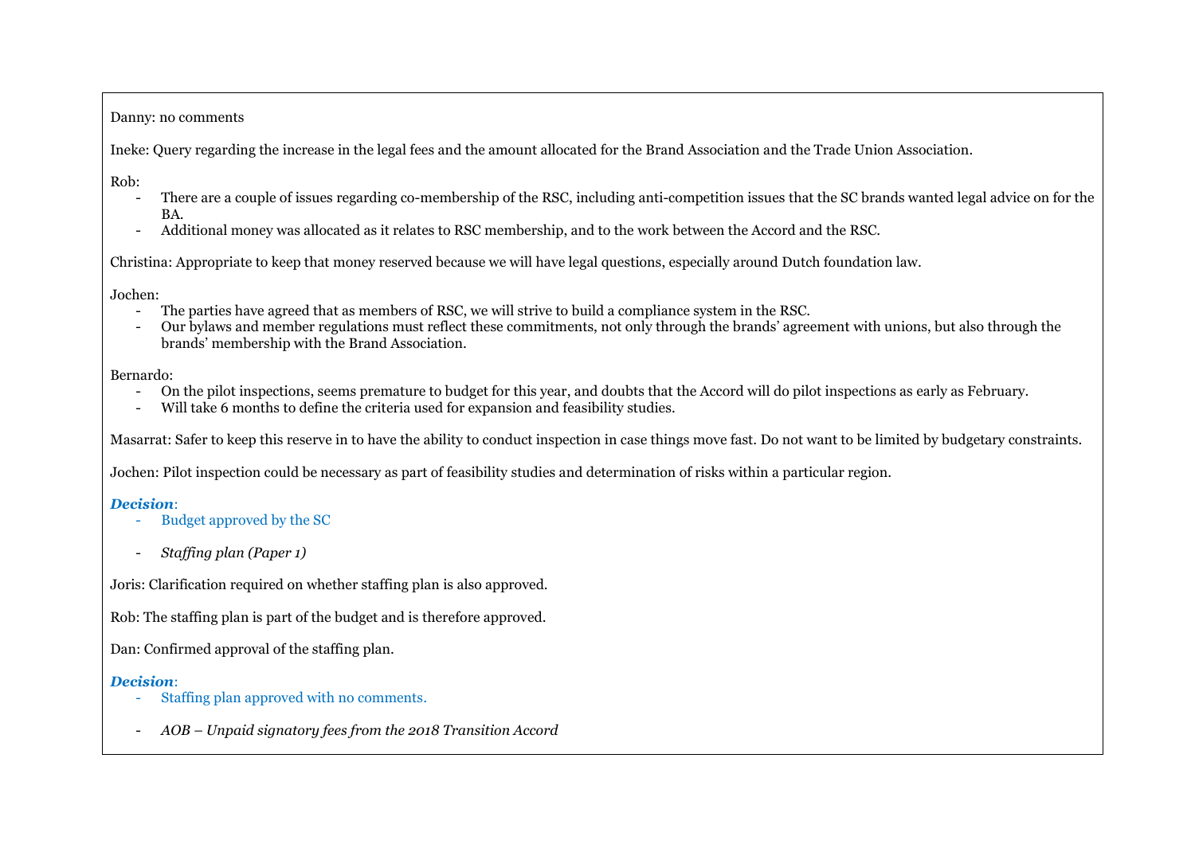Danny: no comments

Ineke: Query regarding the increase in the legal fees and the amount allocated for the Brand Association and the Trade Union Association.

Rob:

- There are a couple of issues regarding co-membership of the RSC, including anti-competition issues that the SC brands wanted legal advice on for the BA.
- Additional money was allocated as it relates to RSC membership, and to the work between the Accord and the RSC.

Christina: Appropriate to keep that money reserved because we will have legal questions, especially around Dutch foundation law.

Jochen:

- The parties have agreed that as members of RSC, we will strive to build a compliance system in the RSC.
- Our bylaws and member regulations must reflect these commitments, not only through the brands' agreement with unions, but also through the brands' membership with the Brand Association.

Bernardo:

- On the pilot inspections, seems premature to budget for this year, and doubts that the Accord will do pilot inspections as early as February.
- Will take 6 months to define the criteria used for expansion and feasibility studies.

Masarrat: Safer to keep this reserve in to have the ability to conduct inspection in case things move fast. Do not want to be limited by budgetary constraints.

Jochen: Pilot inspection could be necessary as part of feasibility studies and determination of risks within a particular region.

***Decision***:

- Budget approved by the SC

- *Staffing plan (Paper 1)*

Joris: Clarification required on whether staffing plan is also approved.

Rob: The staffing plan is part of the budget and is therefore approved.

Dan: Confirmed approval of the staffing plan.

***Decision***:

- Staffing plan approved with no comments.

- *AOB – Unpaid signatory fees from the 2018 Transition Accord*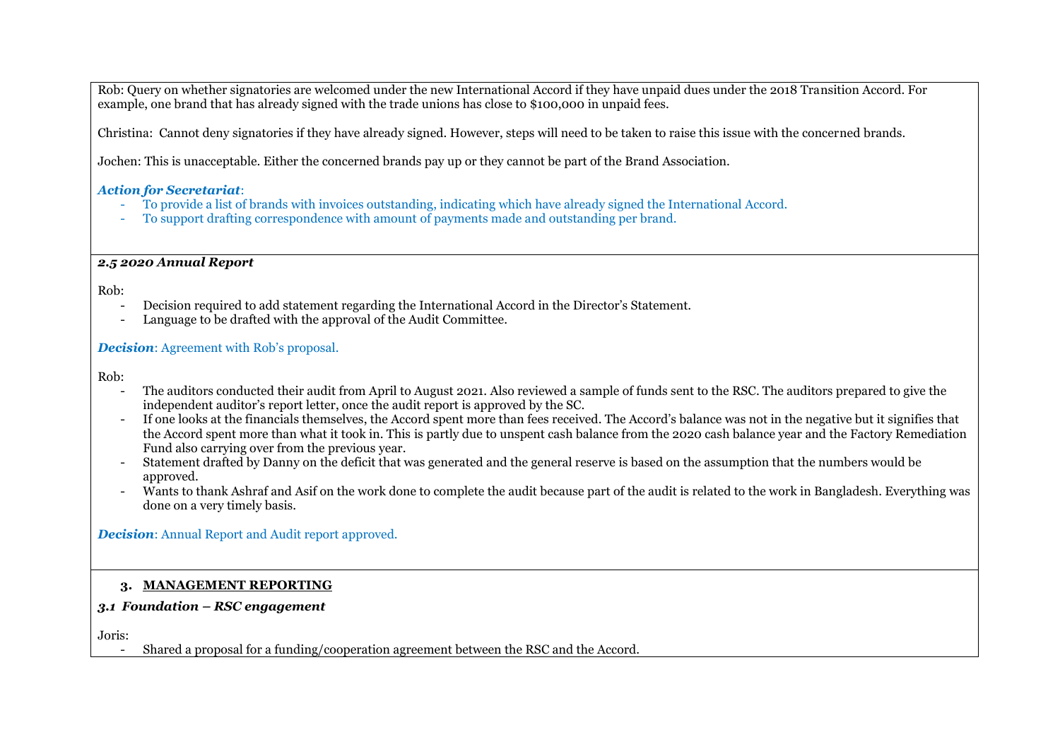Rob: Query on whether signatories are welcomed under the new International Accord if they have unpaid dues under the 2018 Transition Accord. For example, one brand that has already signed with the trade unions has close to $100,000 in unpaid fees.

Christina: Cannot deny signatories if they have already signed. However, steps will need to be taken to raise this issue with the concerned brands.

Jochen: This is unacceptable. Either the concerned brands pay up or they cannot be part of the Brand Association.

***Action for Secretariat***:

- To provide a list of brands with invoices outstanding, indicating which have already signed the International Accord.
- To support drafting correspondence with amount of payments made and outstanding per brand.

***2.5 2020 Annual Report***

Rob:

- Decision required to add statement regarding the International Accord in the Director's Statement.
- Language to be drafted with the approval of the Audit Committee.

***Decision***: Agreement with Rob's proposal.

Rob:

- The auditors conducted their audit from April to August 2021. Also reviewed a sample of funds sent to the RSC. The auditors prepared to give the independent auditor's report letter, once the audit report is approved by the SC.
- If one looks at the financials themselves, the Accord spent more than fees received. The Accord's balance was not in the negative but it signifies that the Accord spent more than what it took in. This is partly due to unspent cash balance from the 2020 cash balance year and the Factory Remediation Fund also carrying over from the previous year.
- Statement drafted by Danny on the deficit that was generated and the general reserve is based on the assumption that the numbers would be approved.
- Wants to thank Ashraf and Asif on the work done to complete the audit because part of the audit is related to the work in Bangladesh. Everything was done on a very timely basis.

***Decision***: Annual Report and Audit report approved.

## 3. MANAGEMENT REPORTING

***3.1 Foundation – RSC engagement***

Joris:

- Shared a proposal for a funding/cooperation agreement between the RSC and the Accord.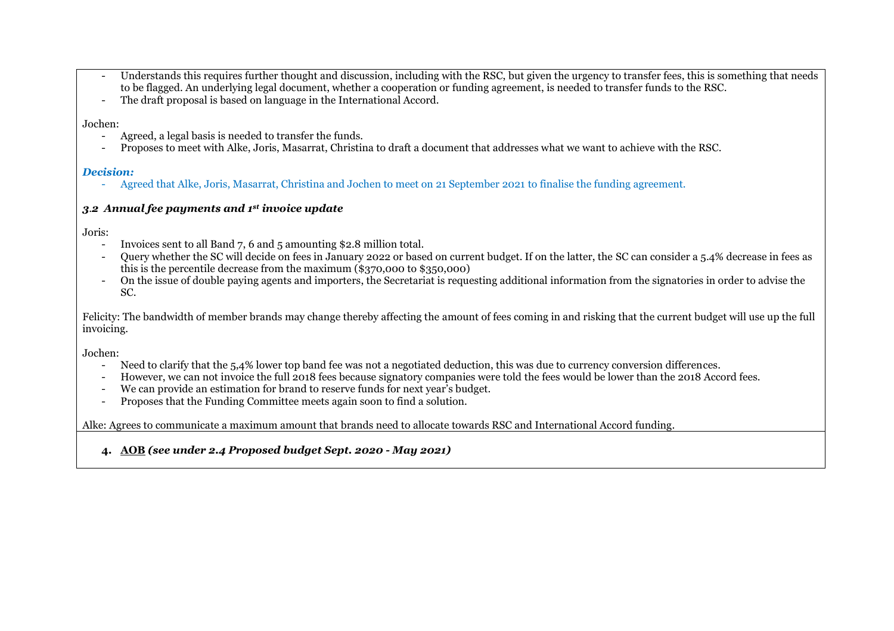- Understands this requires further thought and discussion, including with the RSC, but given the urgency to transfer fees, this is something that needs to be flagged. An underlying legal document, whether a cooperation or funding agreement, is needed to transfer funds to the RSC.
- The draft proposal is based on language in the International Accord.

Jochen:

- Agreed, a legal basis is needed to transfer the funds.
- Proposes to meet with Alke, Joris, Masarrat, Christina to draft a document that addresses what we want to achieve with the RSC.

***Decision:***

- Agreed that Alke, Joris, Masarrat, Christina and Jochen to meet on 21 September 2021 to finalise the funding agreement.

### *3.2 Annual fee payments and 1st invoice update*

Joris:

- Invoices sent to all Band 7, 6 and 5 amounting $2.8 million total.
- Query whether the SC will decide on fees in January 2022 or based on current budget. If on the latter, the SC can consider a 5.4% decrease in fees as this is the percentile decrease from the maximum ($370,000 to $350,000)
- On the issue of double paying agents and importers, the Secretariat is requesting additional information from the signatories in order to advise the SC.

Felicity: The bandwidth of member brands may change thereby affecting the amount of fees coming in and risking that the current budget will use up the full invoicing.

Jochen:

- Need to clarify that the 5,4% lower top band fee was not a negotiated deduction, this was due to currency conversion differences.
- However, we can not invoice the full 2018 fees because signatory companies were told the fees would be lower than the 2018 Accord fees.
- We can provide an estimation for brand to reserve funds for next year's budget.
- Proposes that the Funding Committee meets again soon to find a solution.

Alke: Agrees to communicate a maximum amount that brands need to allocate towards RSC and International Accord funding.

**4. AOB *(see under 2.4 Proposed budget Sept. 2020 - May 2021)***